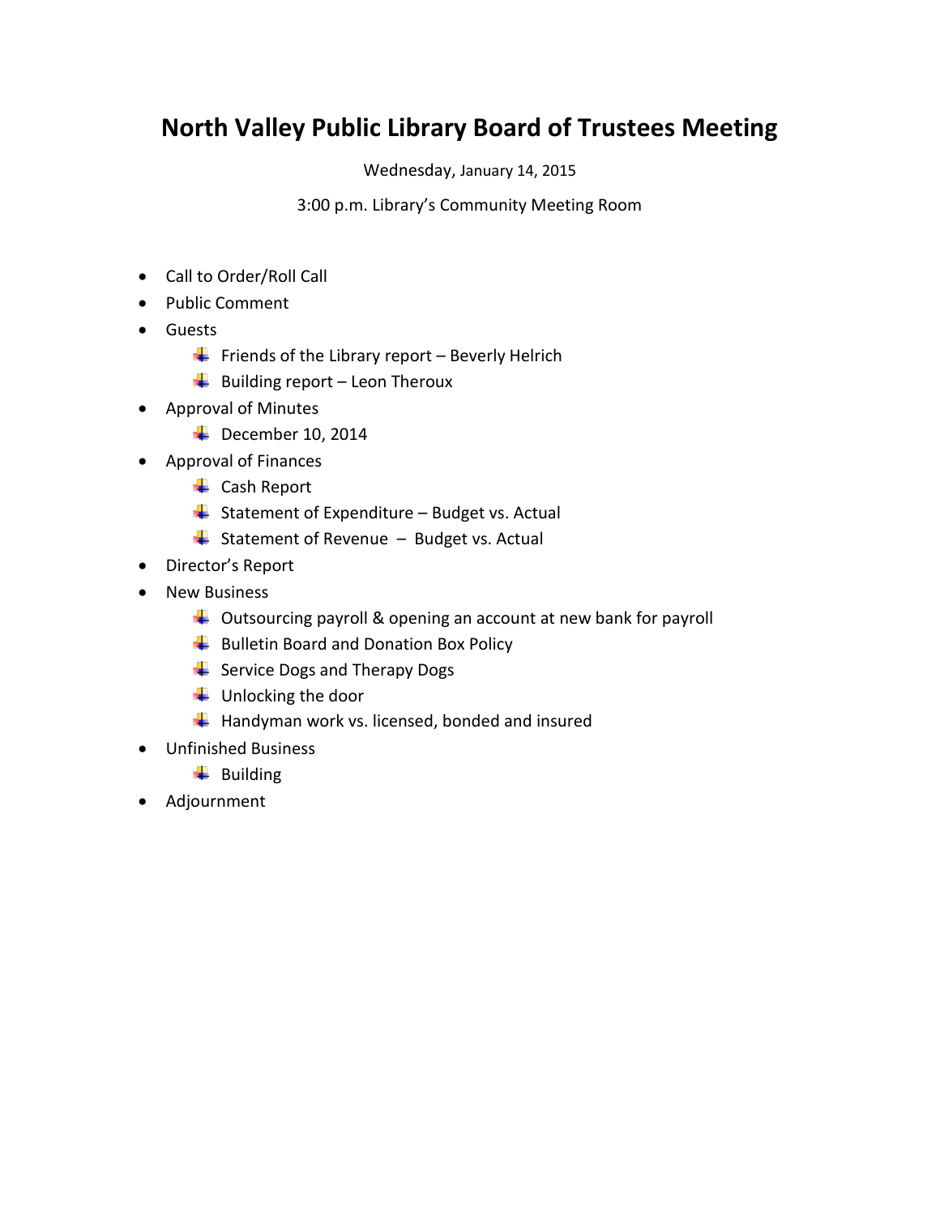# North Valley Public Library Board of Trustees Meeting

Wednesday, January 14, 2015

3:00 p.m. Library's Community Meeting Room

- Call to Order/Roll Call
- Public Comment
- Guests
  - Friends of the Library report – Beverly Helrich
  - Building report – Leon Theroux
- Approval of Minutes
  - December 10, 2014
- Approval of Finances
  - Cash Report
  - Statement of Expenditure – Budget vs. Actual
  - Statement of Revenue – Budget vs. Actual
- Director's Report
- New Business
  - Outsourcing payroll & opening an account at new bank for payroll
  - Bulletin Board and Donation Box Policy
  - Service Dogs and Therapy Dogs
  - Unlocking the door
  - Handyman work vs. licensed, bonded and insured
- Unfinished Business
  - Building
- Adjournment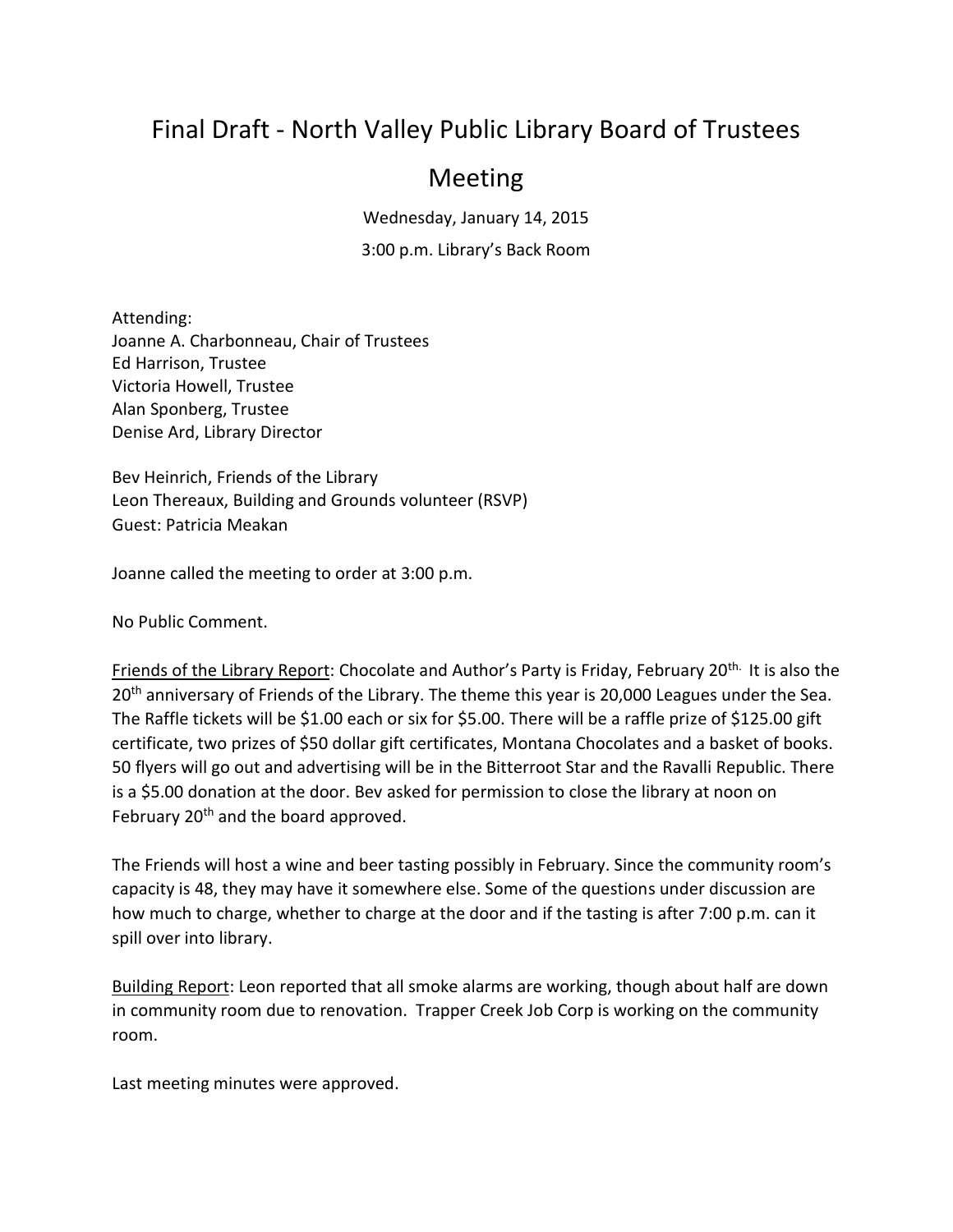# Final Draft - North Valley Public Library Board of Trustees Meeting

Wednesday, January 14, 2015

3:00 p.m. Library's Back Room

Attending:
Joanne A. Charbonneau, Chair of Trustees
Ed Harrison, Trustee
Victoria Howell, Trustee
Alan Sponberg, Trustee
Denise Ard, Library Director

Bev Heinrich, Friends of the Library
Leon Thereaux, Building and Grounds volunteer (RSVP)
Guest: Patricia Meakan

Joanne called the meeting to order at 3:00 p.m.

No Public Comment.

<u>Friends of the Library Report</u>: Chocolate and Author's Party is Friday, February 20th. It is also the 20th anniversary of Friends of the Library. The theme this year is 20,000 Leagues under the Sea. The Raffle tickets will be $1.00 each or six for $5.00. There will be a raffle prize of $125.00 gift certificate, two prizes of $50 dollar gift certificates, Montana Chocolates and a basket of books. 50 flyers will go out and advertising will be in the Bitterroot Star and the Ravalli Republic. There is a $5.00 donation at the door. Bev asked for permission to close the library at noon on February 20th and the board approved.

The Friends will host a wine and beer tasting possibly in February. Since the community room's capacity is 48, they may have it somewhere else. Some of the questions under discussion are how much to charge, whether to charge at the door and if the tasting is after 7:00 p.m. can it spill over into library.

<u>Building Report</u>: Leon reported that all smoke alarms are working, though about half are down in community room due to renovation. Trapper Creek Job Corp is working on the community room.

Last meeting minutes were approved.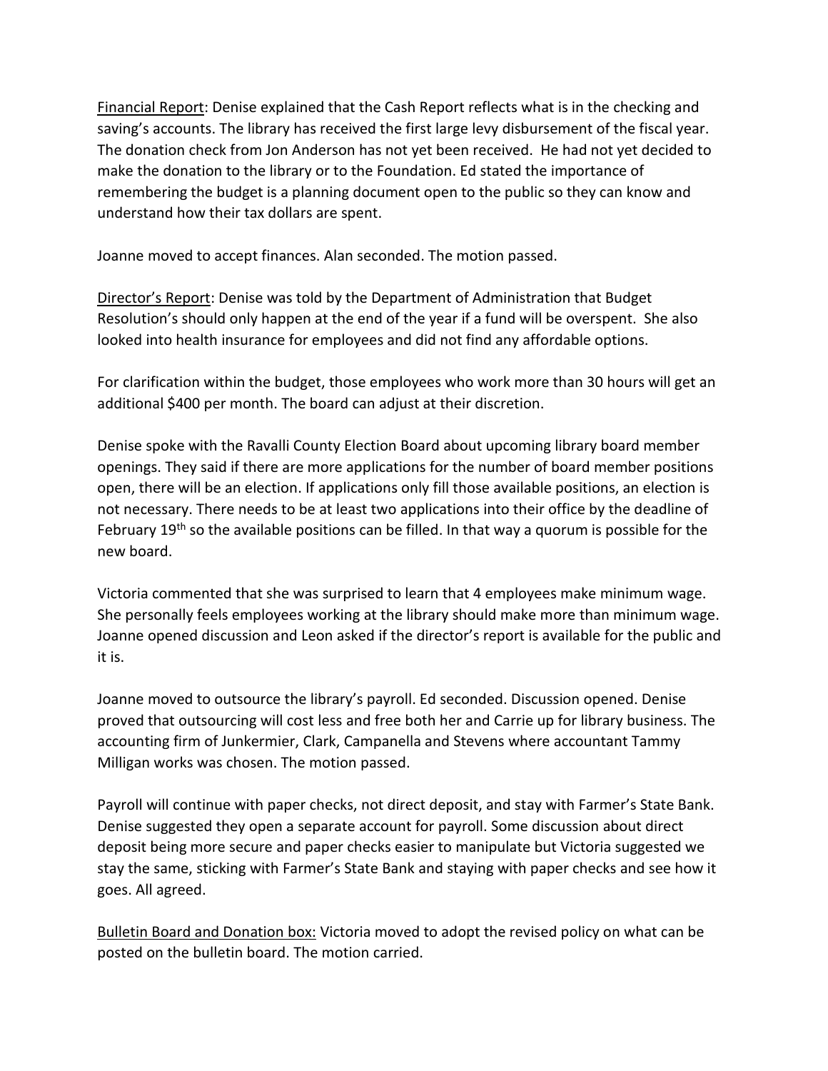Financial Report: Denise explained that the Cash Report reflects what is in the checking and saving's accounts. The library has received the first large levy disbursement of the fiscal year. The donation check from Jon Anderson has not yet been received. He had not yet decided to make the donation to the library or to the Foundation. Ed stated the importance of remembering the budget is a planning document open to the public so they can know and understand how their tax dollars are spent.

Joanne moved to accept finances. Alan seconded. The motion passed.

Director's Report: Denise was told by the Department of Administration that Budget Resolution's should only happen at the end of the year if a fund will be overspent. She also looked into health insurance for employees and did not find any affordable options.

For clarification within the budget, those employees who work more than 30 hours will get an additional $400 per month. The board can adjust at their discretion.

Denise spoke with the Ravalli County Election Board about upcoming library board member openings. They said if there are more applications for the number of board member positions open, there will be an election. If applications only fill those available positions, an election is not necessary. There needs to be at least two applications into their office by the deadline of February 19th so the available positions can be filled. In that way a quorum is possible for the new board.

Victoria commented that she was surprised to learn that 4 employees make minimum wage. She personally feels employees working at the library should make more than minimum wage. Joanne opened discussion and Leon asked if the director's report is available for the public and it is.

Joanne moved to outsource the library's payroll. Ed seconded. Discussion opened. Denise proved that outsourcing will cost less and free both her and Carrie up for library business. The accounting firm of Junkermier, Clark, Campanella and Stevens where accountant Tammy Milligan works was chosen. The motion passed.

Payroll will continue with paper checks, not direct deposit, and stay with Farmer's State Bank. Denise suggested they open a separate account for payroll. Some discussion about direct deposit being more secure and paper checks easier to manipulate but Victoria suggested we stay the same, sticking with Farmer's State Bank and staying with paper checks and see how it goes. All agreed.

Bulletin Board and Donation box: Victoria moved to adopt the revised policy on what can be posted on the bulletin board. The motion carried.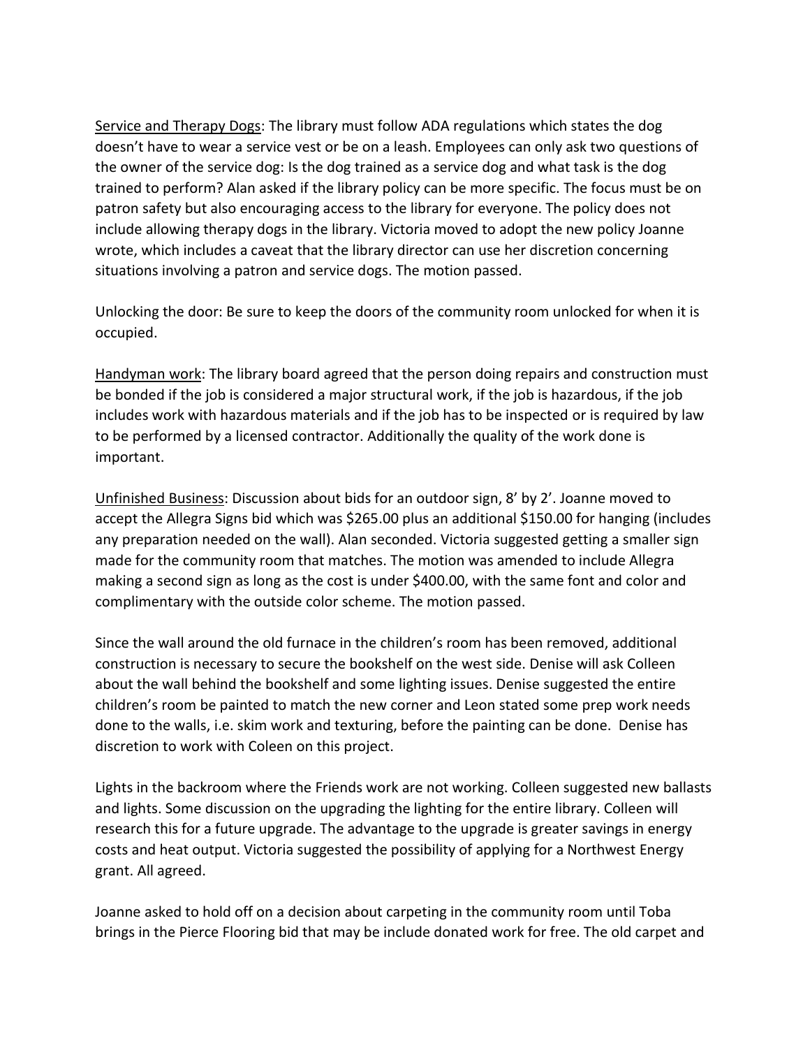<u>Service and Therapy Dogs</u>: The library must follow ADA regulations which states the dog doesn't have to wear a service vest or be on a leash. Employees can only ask two questions of the owner of the service dog: Is the dog trained as a service dog and what task is the dog trained to perform? Alan asked if the library policy can be more specific. The focus must be on patron safety but also encouraging access to the library for everyone. The policy does not include allowing therapy dogs in the library. Victoria moved to adopt the new policy Joanne wrote, which includes a caveat that the library director can use her discretion concerning situations involving a patron and service dogs. The motion passed.

Unlocking the door: Be sure to keep the doors of the community room unlocked for when it is occupied.

<u>Handyman work</u>: The library board agreed that the person doing repairs and construction must be bonded if the job is considered a major structural work, if the job is hazardous, if the job includes work with hazardous materials and if the job has to be inspected or is required by law to be performed by a licensed contractor. Additionally the quality of the work done is important.

<u>Unfinished Business</u>: Discussion about bids for an outdoor sign, 8' by 2'. Joanne moved to accept the Allegra Signs bid which was $265.00 plus an additional $150.00 for hanging (includes any preparation needed on the wall). Alan seconded. Victoria suggested getting a smaller sign made for the community room that matches. The motion was amended to include Allegra making a second sign as long as the cost is under $400.00, with the same font and color and complimentary with the outside color scheme. The motion passed.

Since the wall around the old furnace in the children's room has been removed, additional construction is necessary to secure the bookshelf on the west side. Denise will ask Colleen about the wall behind the bookshelf and some lighting issues. Denise suggested the entire children's room be painted to match the new corner and Leon stated some prep work needs done to the walls, i.e. skim work and texturing, before the painting can be done. Denise has discretion to work with Colleen on this project.

Lights in the backroom where the Friends work are not working. Colleen suggested new ballasts and lights. Some discussion on the upgrading the lighting for the entire library. Colleen will research this for a future upgrade. The advantage to the upgrade is greater savings in energy costs and heat output. Victoria suggested the possibility of applying for a Northwest Energy grant. All agreed.

Joanne asked to hold off on a decision about carpeting in the community room until Toba brings in the Pierce Flooring bid that may be include donated work for free. The old carpet and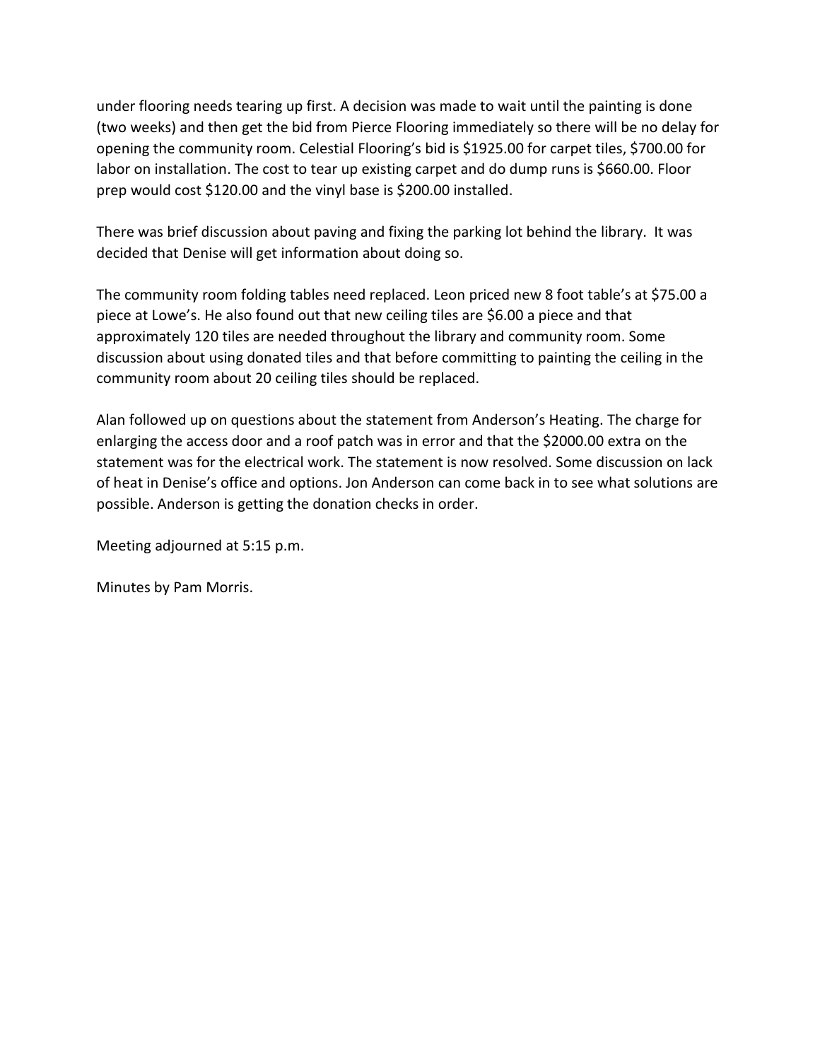under flooring needs tearing up first. A decision was made to wait until the painting is done (two weeks) and then get the bid from Pierce Flooring immediately so there will be no delay for opening the community room. Celestial Flooring's bid is $1925.00 for carpet tiles, $700.00 for labor on installation. The cost to tear up existing carpet and do dump runs is $660.00. Floor prep would cost $120.00 and the vinyl base is $200.00 installed.

There was brief discussion about paving and fixing the parking lot behind the library. It was decided that Denise will get information about doing so.

The community room folding tables need replaced. Leon priced new 8 foot table's at $75.00 a piece at Lowe's. He also found out that new ceiling tiles are $6.00 a piece and that approximately 120 tiles are needed throughout the library and community room. Some discussion about using donated tiles and that before committing to painting the ceiling in the community room about 20 ceiling tiles should be replaced.

Alan followed up on questions about the statement from Anderson's Heating. The charge for enlarging the access door and a roof patch was in error and that the $2000.00 extra on the statement was for the electrical work. The statement is now resolved. Some discussion on lack of heat in Denise's office and options. Jon Anderson can come back in to see what solutions are possible. Anderson is getting the donation checks in order.

Meeting adjourned at 5:15 p.m.

Minutes by Pam Morris.